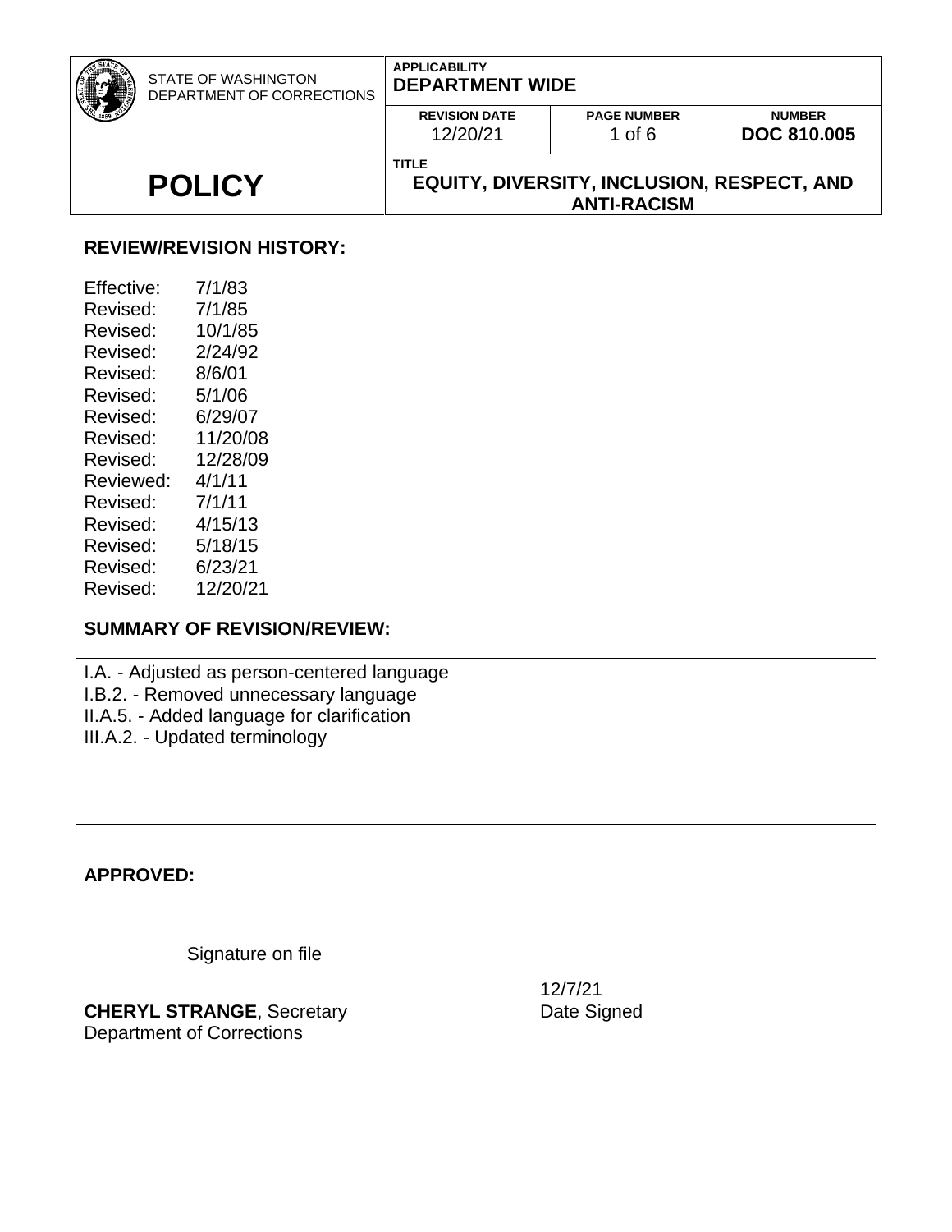| STATE OF WASHINGTON DEPARTMENT OF CORRECTIONS | APPLICABILITY **DEPARTMENT WIDE** | | |
|---|---|---|---|
| | **REVISION DATE** 12/20/21 | **PAGE NUMBER** 1 of 6 | **NUMBER** **DOC 810.005** |
| **POLICY** | TITLE **EQUITY, DIVERSITY, INCLUSION, RESPECT, AND ANTI-RACISM** | | |

## REVIEW/REVISION HISTORY:

| | |
|---|---|
| Effective: | 7/1/83 |
| Revised: | 7/1/85 |
| Revised: | 10/1/85 |
| Revised: | 2/24/92 |
| Revised: | 8/6/01 |
| Revised: | 5/1/06 |
| Revised: | 6/29/07 |
| Revised: | 11/20/08 |
| Revised: | 12/28/09 |
| Reviewed: | 4/1/11 |
| Revised: | 7/1/11 |
| Revised: | 4/15/13 |
| Revised: | 5/18/15 |
| Revised: | 6/23/21 |
| Revised: | 12/20/21 |

## SUMMARY OF REVISION/REVIEW:

I.A. - Adjusted as person-centered language
I.B.2. - Removed unnecessary language
II.A.5. - Added language for clarification
III.A.2. - Updated terminology

## APPROVED:

Signature on file

**CHERYL STRANGE**, Secretary
Department of Corrections

12/7/21
Date Signed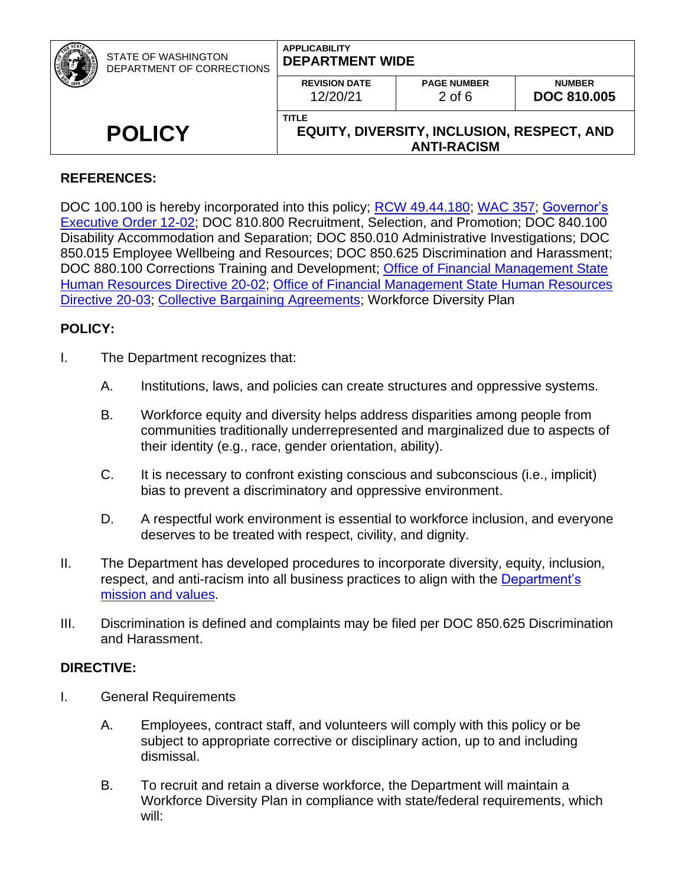## REFERENCES:

DOC 100.100 is hereby incorporated into this policy; RCW 49.44.180; WAC 357; Governor's Executive Order 12-02; DOC 810.800 Recruitment, Selection, and Promotion; DOC 840.100 Disability Accommodation and Separation; DOC 850.010 Administrative Investigations; DOC 850.015 Employee Wellbeing and Resources; DOC 850.625 Discrimination and Harassment; DOC 880.100 Corrections Training and Development; Office of Financial Management State Human Resources Directive 20-02; Office of Financial Management State Human Resources Directive 20-03; Collective Bargaining Agreements; Workforce Diversity Plan

## POLICY:

I. The Department recognizes that:

   A. Institutions, laws, and policies can create structures and oppressive systems.

   B. Workforce equity and diversity helps address disparities among people from communities traditionally underrepresented and marginalized due to aspects of their identity (e.g., race, gender orientation, ability).

   C. It is necessary to confront existing conscious and subconscious (i.e., implicit) bias to prevent a discriminatory and oppressive environment.

   D. A respectful work environment is essential to workforce inclusion, and everyone deserves to be treated with respect, civility, and dignity.

II. The Department has developed procedures to incorporate diversity, equity, inclusion, respect, and anti-racism into all business practices to align with the Department's mission and values.

III. Discrimination is defined and complaints may be filed per DOC 850.625 Discrimination and Harassment.

## DIRECTIVE:

I. General Requirements

   A. Employees, contract staff, and volunteers will comply with this policy or be subject to appropriate corrective or disciplinary action, up to and including dismissal.

   B. To recruit and retain a diverse workforce, the Department will maintain a Workforce Diversity Plan in compliance with state/federal requirements, which will: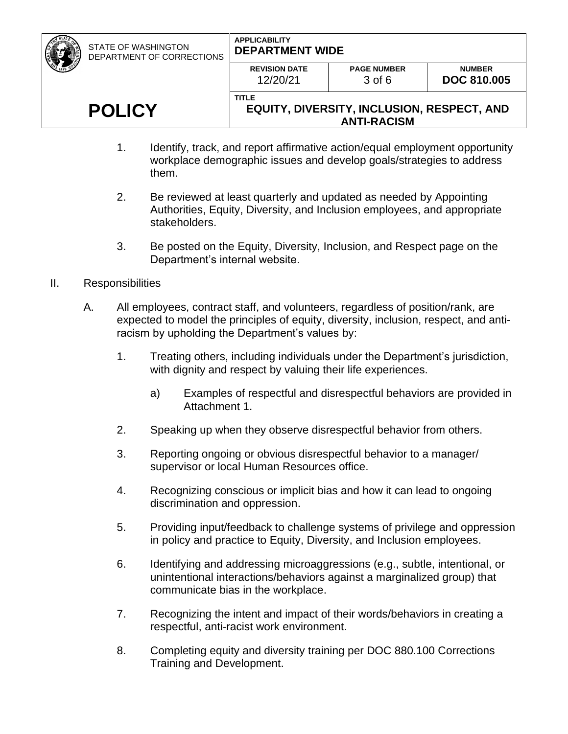1. Identify, track, and report affirmative action/equal employment opportunity workplace demographic issues and develop goals/strategies to address them.

2. Be reviewed at least quarterly and updated as needed by Appointing Authorities, Equity, Diversity, and Inclusion employees, and appropriate stakeholders.

3. Be posted on the Equity, Diversity, Inclusion, and Respect page on the Department's internal website.

II. Responsibilities

A. All employees, contract staff, and volunteers, regardless of position/rank, are expected to model the principles of equity, diversity, inclusion, respect, and anti-racism by upholding the Department's values by:

1. Treating others, including individuals under the Department's jurisdiction, with dignity and respect by valuing their life experiences.

   a) Examples of respectful and disrespectful behaviors are provided in Attachment 1.

2. Speaking up when they observe disrespectful behavior from others.

3. Reporting ongoing or obvious disrespectful behavior to a manager/ supervisor or local Human Resources office.

4. Recognizing conscious or implicit bias and how it can lead to ongoing discrimination and oppression.

5. Providing input/feedback to challenge systems of privilege and oppression in policy and practice to Equity, Diversity, and Inclusion employees.

6. Identifying and addressing microaggressions (e.g., subtle, intentional, or unintentional interactions/behaviors against a marginalized group) that communicate bias in the workplace.

7. Recognizing the intent and impact of their words/behaviors in creating a respectful, anti-racist work environment.

8. Completing equity and diversity training per DOC 880.100 Corrections Training and Development.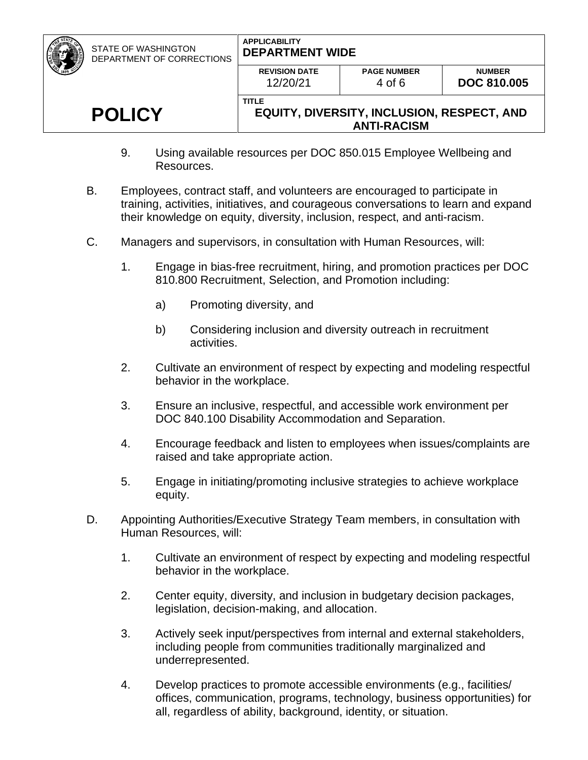9. Using available resources per DOC 850.015 Employee Wellbeing and Resources.

B. Employees, contract staff, and volunteers are encouraged to participate in training, activities, initiatives, and courageous conversations to learn and expand their knowledge on equity, diversity, inclusion, respect, and anti-racism.

C. Managers and supervisors, in consultation with Human Resources, will:

   1. Engage in bias-free recruitment, hiring, and promotion practices per DOC 810.800 Recruitment, Selection, and Promotion including:

      a) Promoting diversity, and

      b) Considering inclusion and diversity outreach in recruitment activities.

   2. Cultivate an environment of respect by expecting and modeling respectful behavior in the workplace.

   3. Ensure an inclusive, respectful, and accessible work environment per DOC 840.100 Disability Accommodation and Separation.

   4. Encourage feedback and listen to employees when issues/complaints are raised and take appropriate action.

   5. Engage in initiating/promoting inclusive strategies to achieve workplace equity.

D. Appointing Authorities/Executive Strategy Team members, in consultation with Human Resources, will:

   1. Cultivate an environment of respect by expecting and modeling respectful behavior in the workplace.

   2. Center equity, diversity, and inclusion in budgetary decision packages, legislation, decision-making, and allocation.

   3. Actively seek input/perspectives from internal and external stakeholders, including people from communities traditionally marginalized and underrepresented.

   4. Develop practices to promote accessible environments (e.g., facilities/ offices, communication, programs, technology, business opportunities) for all, regardless of ability, background, identity, or situation.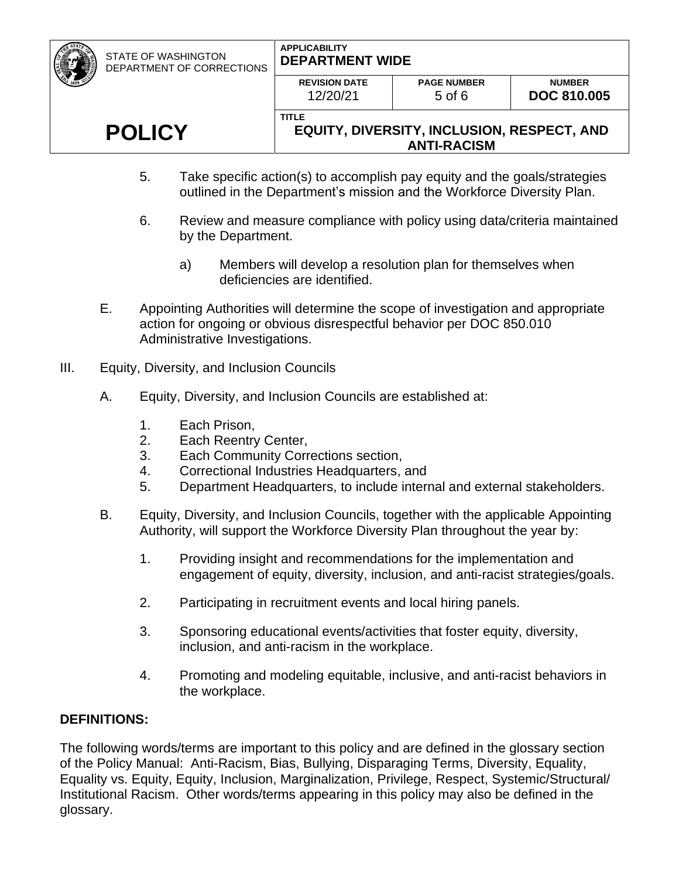5. Take specific action(s) to accomplish pay equity and the goals/strategies outlined in the Department's mission and the Workforce Diversity Plan.

6. Review and measure compliance with policy using data/criteria maintained by the Department.

   a) Members will develop a resolution plan for themselves when deficiencies are identified.

E. Appointing Authorities will determine the scope of investigation and appropriate action for ongoing or obvious disrespectful behavior per DOC 850.010 Administrative Investigations.

III. Equity, Diversity, and Inclusion Councils

A. Equity, Diversity, and Inclusion Councils are established at:

1. Each Prison,
2. Each Reentry Center,
3. Each Community Corrections section,
4. Correctional Industries Headquarters, and
5. Department Headquarters, to include internal and external stakeholders.

B. Equity, Diversity, and Inclusion Councils, together with the applicable Appointing Authority, will support the Workforce Diversity Plan throughout the year by:

1. Providing insight and recommendations for the implementation and engagement of equity, diversity, inclusion, and anti-racist strategies/goals.

2. Participating in recruitment events and local hiring panels.

3. Sponsoring educational events/activities that foster equity, diversity, inclusion, and anti-racism in the workplace.

4. Promoting and modeling equitable, inclusive, and anti-racist behaviors in the workplace.

**DEFINITIONS:**

The following words/terms are important to this policy and are defined in the glossary section of the Policy Manual: Anti-Racism, Bias, Bullying, Disparaging Terms, Diversity, Equality, Equality vs. Equity, Equity, Inclusion, Marginalization, Privilege, Respect, Systemic/Structural/Institutional Racism. Other words/terms appearing in this policy may also be defined in the glossary.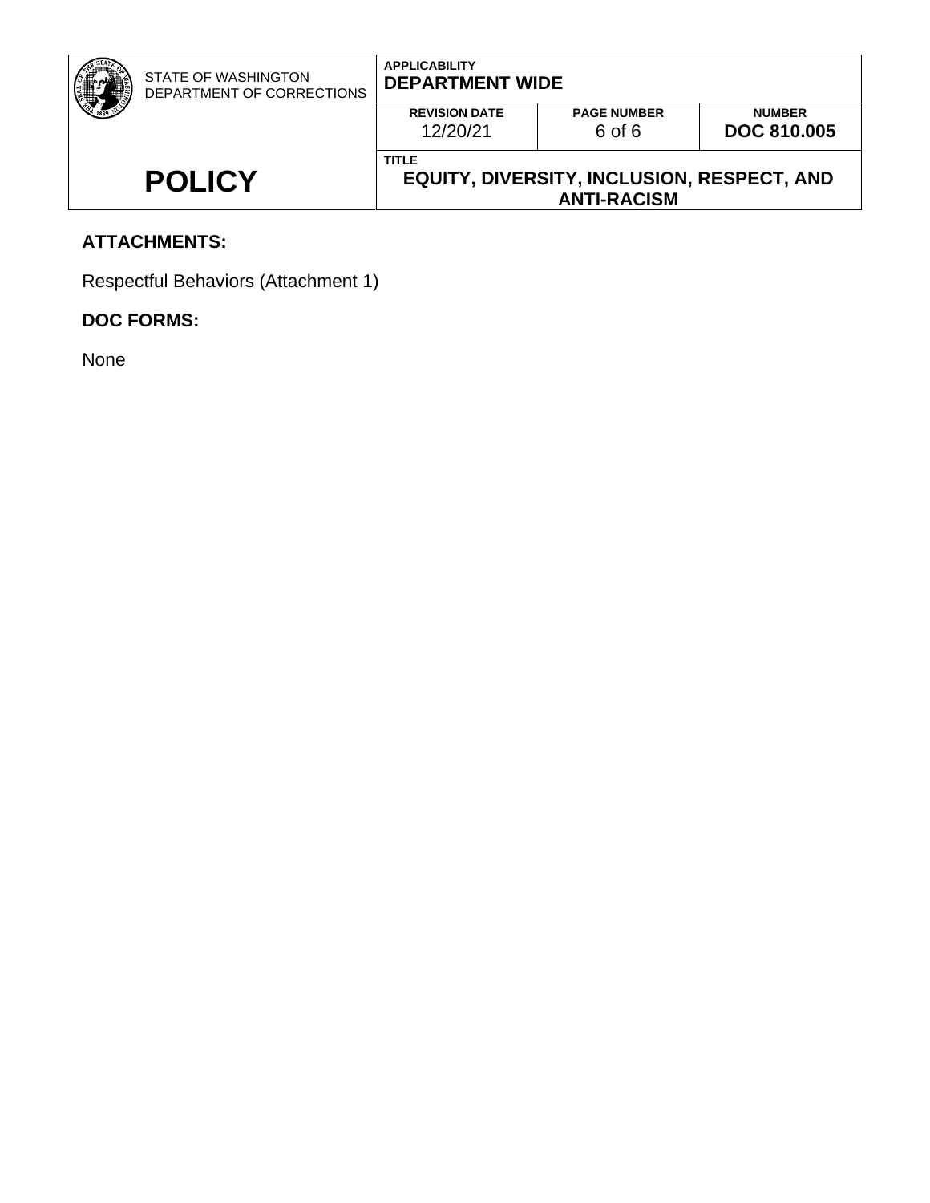## ATTACHMENTS:

Respectful Behaviors (Attachment 1)

## DOC FORMS:

None